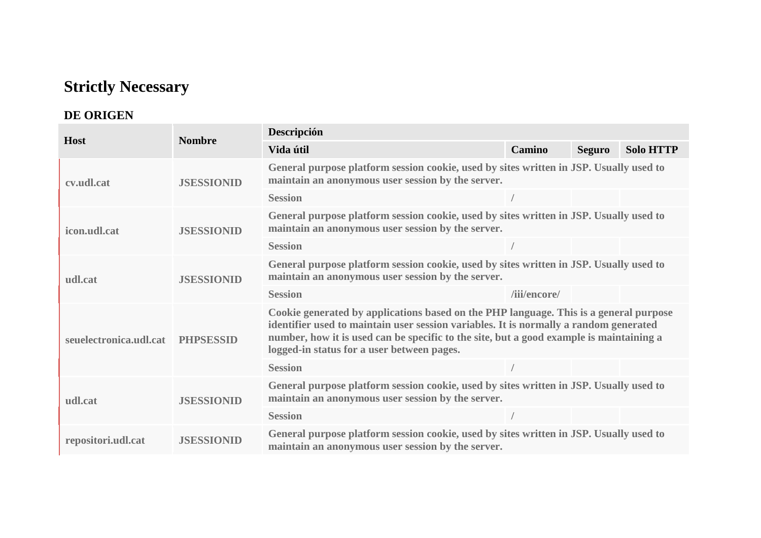# Strictly Necessary

## DE ORIGEN

| Host | Nombre | Descripción | | | |
|---|---|---|---|---|---|
| | | Vida útil | Camino | Seguro | Solo HTTP |
| cv.udl.cat | JSESSIONID | General purpose platform session cookie, used by sites written in JSP. Usually used to maintain an anonymous user session by the server. | | | |
| | | Session | / | | |
| icon.udl.cat | JSESSIONID | General purpose platform session cookie, used by sites written in JSP. Usually used to maintain an anonymous user session by the server. | | | |
| | | Session | / | | |
| udl.cat | JSESSIONID | General purpose platform session cookie, used by sites written in JSP. Usually used to maintain an anonymous user session by the server. | | | |
| | | Session | /iii/encore/ | | |
| seuelectronica.udl.cat | PHPSESSID | Cookie generated by applications based on the PHP language. This is a general purpose identifier used to maintain user session variables. It is normally a random generated number, how it is used can be specific to the site, but a good example is maintaining a logged-in status for a user between pages. | | | |
| | | Session | / | | |
| udl.cat | JSESSIONID | General purpose platform session cookie, used by sites written in JSP. Usually used to maintain an anonymous user session by the server. | | | |
| | | Session | / | | |
| repositori.udl.cat | JSESSIONID | General purpose platform session cookie, used by sites written in JSP. Usually used to maintain an anonymous user session by the server. | | | |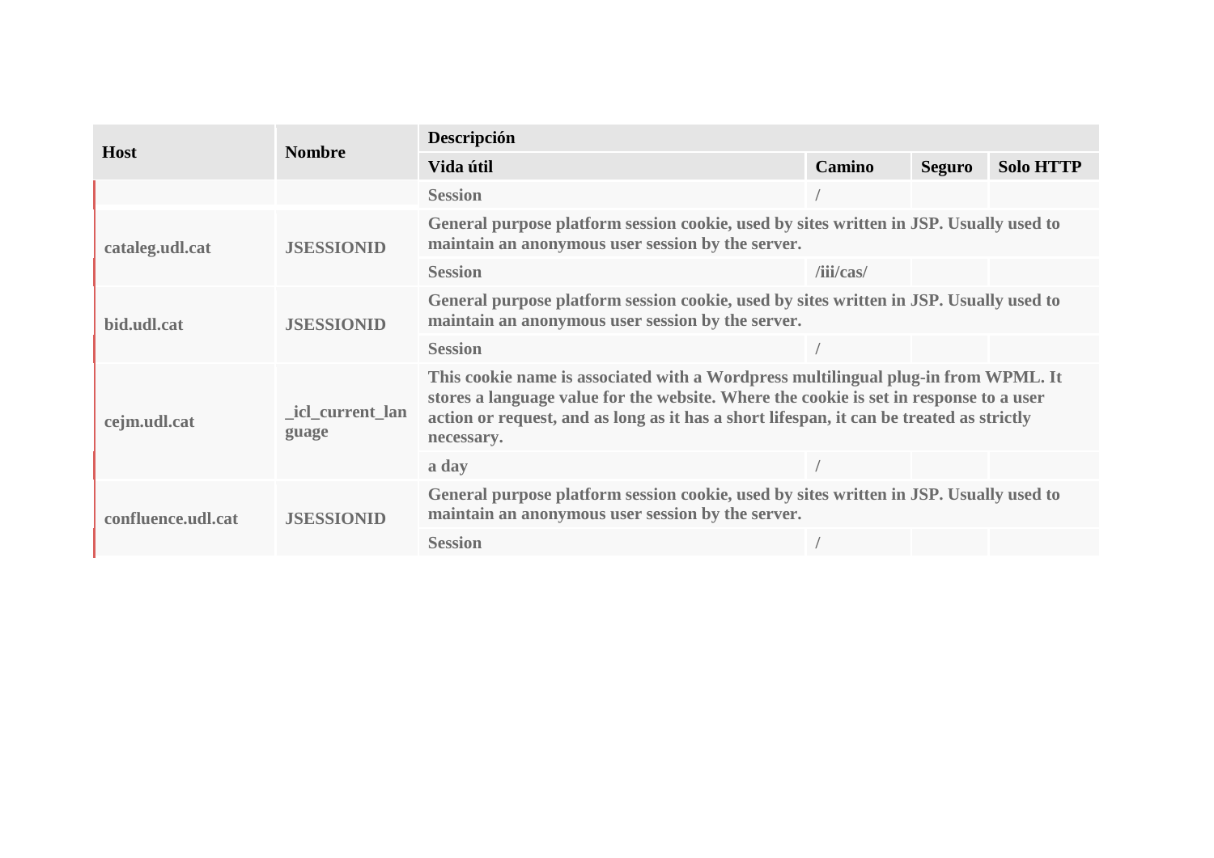| Host | Nombre | Descripción | | | |
|---|---|---|---|---|---|
| | | **Vida útil** | **Camino** | **Seguro** | **Solo HTTP** |
| | | Session | / | | |
| **cataleg.udl.cat** | **JSESSIONID** | General purpose platform session cookie, used by sites written in JSP. Usually used to maintain an anonymous user session by the server. | | | |
| | | Session | /iii/cas/ | | |
| **bid.udl.cat** | **JSESSIONID** | General purpose platform session cookie, used by sites written in JSP. Usually used to maintain an anonymous user session by the server. | | | |
| | | Session | / | | |
| **cejm.udl.cat** | **_icl_current_language** | This cookie name is associated with a Wordpress multilingual plug-in from WPML. It stores a language value for the website. Where the cookie is set in response to a user action or request, and as long as it has a short lifespan, it can be treated as strictly necessary. | | | |
| | | a day | / | | |
| **confluence.udl.cat** | **JSESSIONID** | General purpose platform session cookie, used by sites written in JSP. Usually used to maintain an anonymous user session by the server. | | | |
| | | Session | / | | |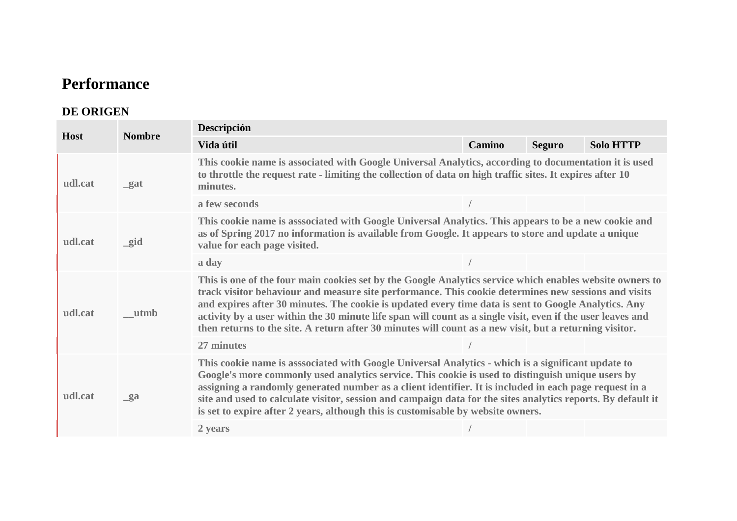# Performance

## DE ORIGEN

| Host | Nombre | Descripción | | | |
|---|---|---|---|---|---|
| | | Vida útil | Camino | Seguro | Solo HTTP |
| udl.cat | _gat | This cookie name is associated with Google Universal Analytics, according to documentation it is used to throttle the request rate - limiting the collection of data on high traffic sites. It expires after 10 minutes. | | | |
| | | a few seconds | / | | |
| udl.cat | _gid | This cookie name is asssociated with Google Universal Analytics. This appears to be a new cookie and as of Spring 2017 no information is available from Google. It appears to store and update a unique value for each page visited. | | | |
| | | a day | / | | |
| udl.cat | __utmb | This is one of the four main cookies set by the Google Analytics service which enables website owners to track visitor behaviour and measure site performance. This cookie determines new sessions and visits and expires after 30 minutes. The cookie is updated every time data is sent to Google Analytics. Any activity by a user within the 30 minute life span will count as a single visit, even if the user leaves and then returns to the site. A return after 30 minutes will count as a new visit, but a returning visitor. | | | |
| | | 27 minutes | / | | |
| udl.cat | _ga | This cookie name is asssociated with Google Universal Analytics - which is a significant update to Google's more commonly used analytics service. This cookie is used to distinguish unique users by assigning a randomly generated number as a client identifier. It is included in each page request in a site and used to calculate visitor, session and campaign data for the sites analytics reports. By default it is set to expire after 2 years, although this is customisable by website owners. | | | |
| | | 2 years | / | | |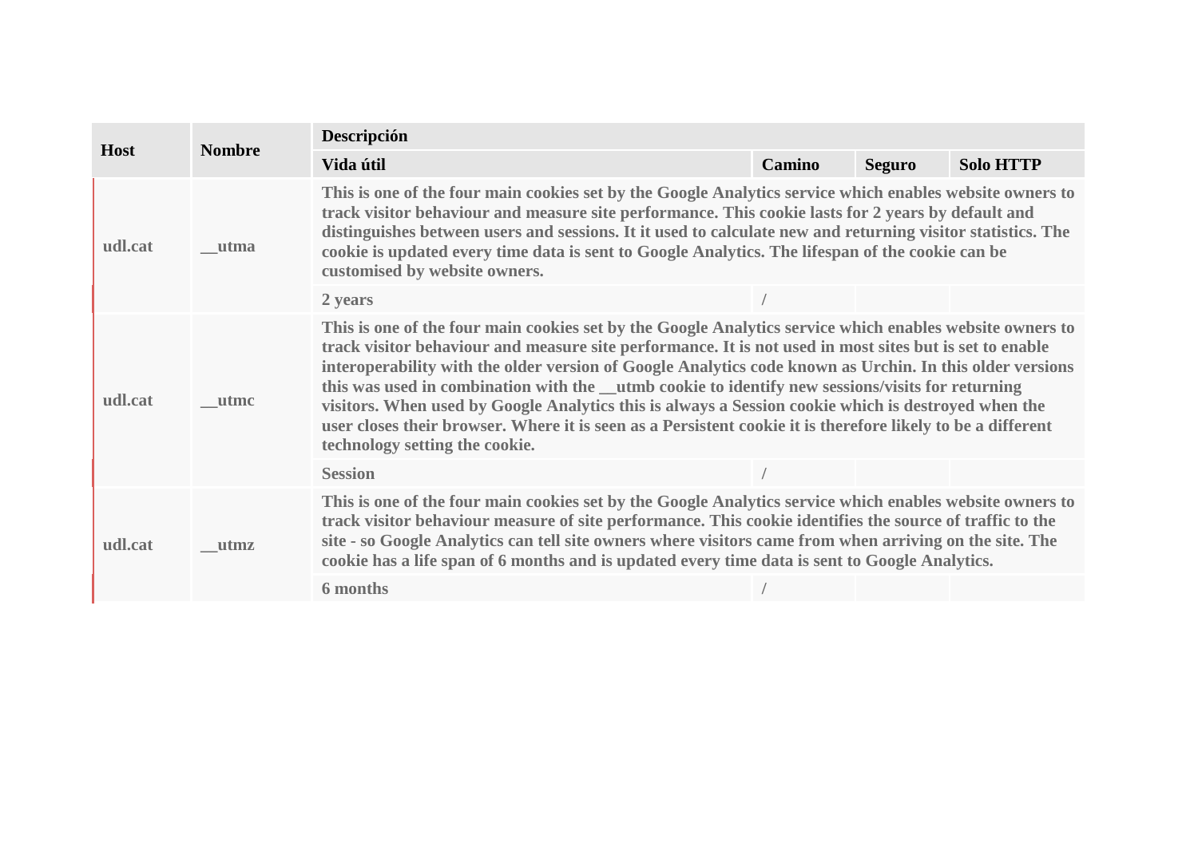| Host | Nombre | Descripción | | | |
|---|---|---|---|---|---|
| | | Vida útil | Camino | Seguro | Solo HTTP |
| udl.cat | __utma | This is one of the four main cookies set by the Google Analytics service which enables website owners to track visitor behaviour and measure site performance. This cookie lasts for 2 years by default and distinguishes between users and sessions. It it used to calculate new and returning visitor statistics. The cookie is updated every time data is sent to Google Analytics. The lifespan of the cookie can be customised by website owners. | | | |
| | | 2 years | / | | |
| udl.cat | __utmc | This is one of the four main cookies set by the Google Analytics service which enables website owners to track visitor behaviour and measure site performance. It is not used in most sites but is set to enable interoperability with the older version of Google Analytics code known as Urchin. In this older versions this was used in combination with the __utmb cookie to identify new sessions/visits for returning visitors. When used by Google Analytics this is always a Session cookie which is destroyed when the user closes their browser. Where it is seen as a Persistent cookie it is therefore likely to be a different technology setting the cookie. | | | |
| | | Session | / | | |
| udl.cat | __utmz | This is one of the four main cookies set by the Google Analytics service which enables website owners to track visitor behaviour measure of site performance. This cookie identifies the source of traffic to the site - so Google Analytics can tell site owners where visitors came from when arriving on the site. The cookie has a life span of 6 months and is updated every time data is sent to Google Analytics. | | | |
| | | 6 months | / | | |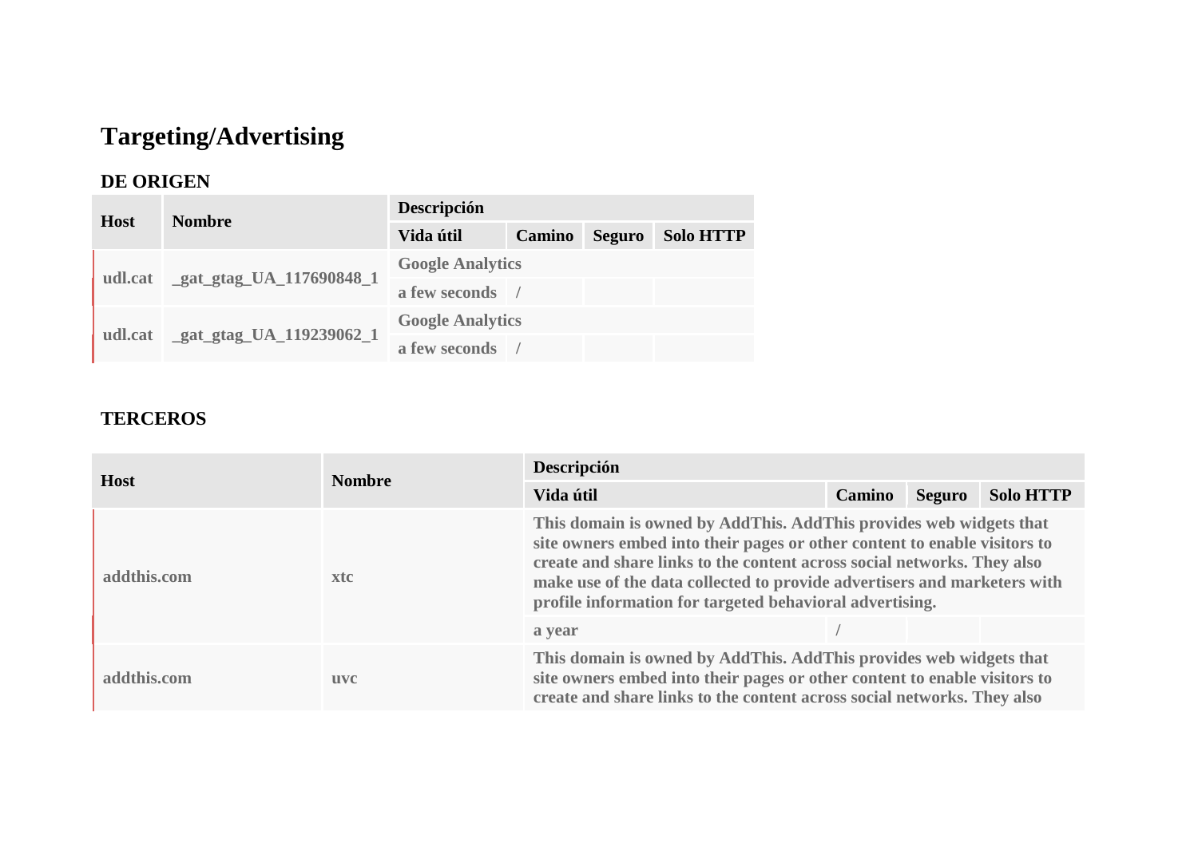# Targeting/Advertising

### DE ORIGEN

| Host | Nombre | Descripción | | | |
|---|---|---|---|---|---|
| | | Vida útil | Camino | Seguro | Solo HTTP |
| udl.cat | _gat_gtag_UA_117690848_1 | Google Analytics | | | |
| | | a few seconds | / | | |
| udl.cat | _gat_gtag_UA_119239062_1 | Google Analytics | | | |
| | | a few seconds | / | | |

### TERCEROS

| Host | Nombre | Descripción | | | |
|---|---|---|---|---|---|
| | | Vida útil | Camino | Seguro | Solo HTTP |
| addthis.com | xtc | This domain is owned by AddThis. AddThis provides web widgets that site owners embed into their pages or other content to enable visitors to create and share links to the content across social networks. They also make use of the data collected to provide advertisers and marketers with profile information for targeted behavioral advertising. | | | |
| | | a year | / | | |
| addthis.com | uvc | This domain is owned by AddThis. AddThis provides web widgets that site owners embed into their pages or other content to enable visitors to create and share links to the content across social networks. They also | | | |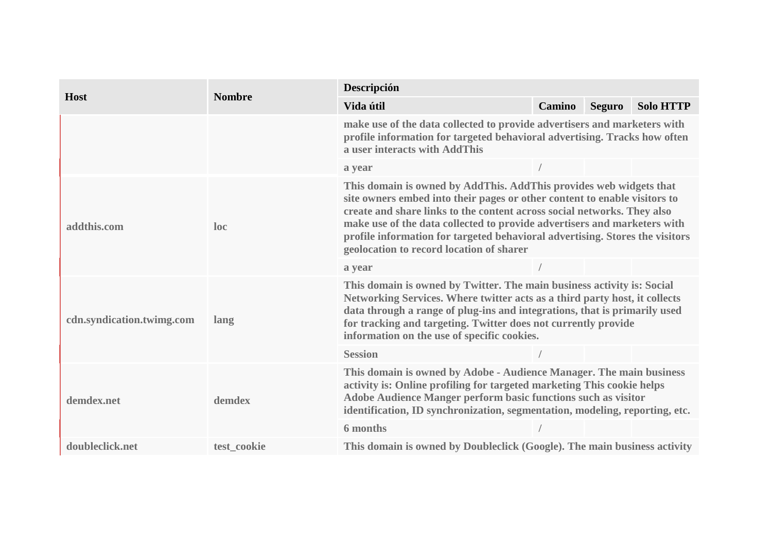| Host | Nombre | Descripción | | | |
|---|---|---|---|---|---|
| | | Vida útil | Camino | Seguro | Solo HTTP |
| | | make use of the data collected to provide advertisers and marketers with profile information for targeted behavioral advertising. Tracks how often a user interacts with AddThis | | | |
| | | a year | / | | |
| addthis.com | loc | This domain is owned by AddThis. AddThis provides web widgets that site owners embed into their pages or other content to enable visitors to create and share links to the content across social networks. They also make use of the data collected to provide advertisers and marketers with profile information for targeted behavioral advertising. Stores the visitors geolocation to record location of sharer | | | |
| | | a year | / | | |
| cdn.syndication.twimg.com | lang | This domain is owned by Twitter. The main business activity is: Social Networking Services. Where twitter acts as a third party host, it collects data through a range of plug-ins and integrations, that is primarily used for tracking and targeting. Twitter does not currently provide information on the use of specific cookies. | | | |
| | | Session | / | | |
| demdex.net | demdex | This domain is owned by Adobe - Audience Manager. The main business activity is: Online profiling for targeted marketing This cookie helps Adobe Audience Manger perform basic functions such as visitor identification, ID synchronization, segmentation, modeling, reporting, etc. | | | |
| | | 6 months | / | | |
| doubleclick.net | test_cookie | This domain is owned by Doubleclick (Google). The main business activity | | | |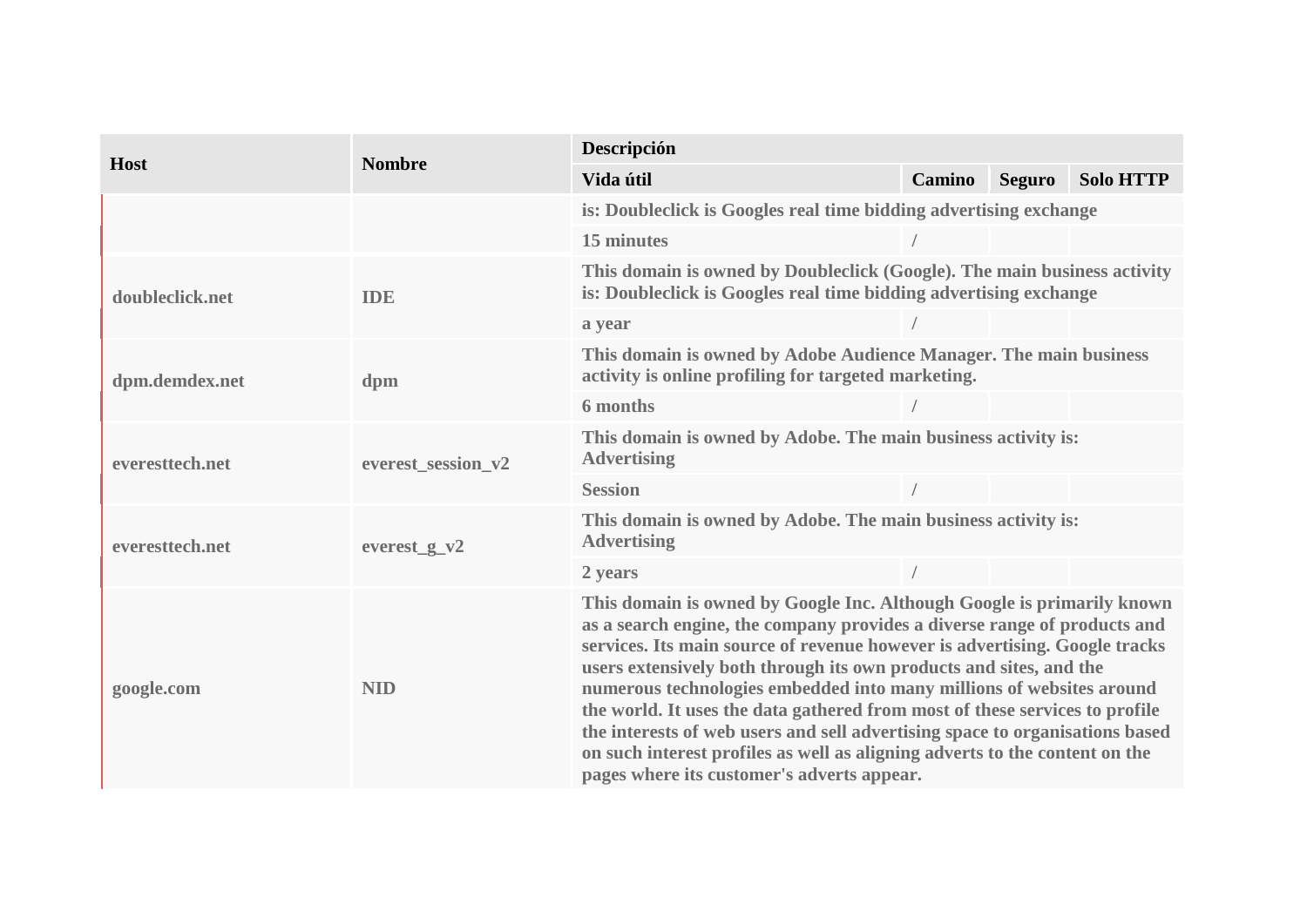| Host | Nombre | Descripción | | | |
|---|---|---|---|---|---|
| | | Vida útil | Camino | Seguro | Solo HTTP |
| | | is: Doubleclick is Googles real time bidding advertising exchange | | | |
| | | 15 minutes | / | | |
| doubleclick.net | IDE | This domain is owned by Doubleclick (Google). The main business activity is: Doubleclick is Googles real time bidding advertising exchange | | | |
| | | a year | / | | |
| dpm.demdex.net | dpm | This domain is owned by Adobe Audience Manager. The main business activity is online profiling for targeted marketing. | | | |
| | | 6 months | / | | |
| everesttech.net | everest_session_v2 | This domain is owned by Adobe. The main business activity is: Advertising | | | |
| | | Session | / | | |
| everesttech.net | everest_g_v2 | This domain is owned by Adobe. The main business activity is: Advertising | | | |
| | | 2 years | / | | |
| google.com | NID | This domain is owned by Google Inc. Although Google is primarily known as a search engine, the company provides a diverse range of products and services. Its main source of revenue however is advertising. Google tracks users extensively both through its own products and sites, and the numerous technologies embedded into many millions of websites around the world. It uses the data gathered from most of these services to profile the interests of web users and sell advertising space to organisations based on such interest profiles as well as aligning adverts to the content on the pages where its customer's adverts appear. | | | |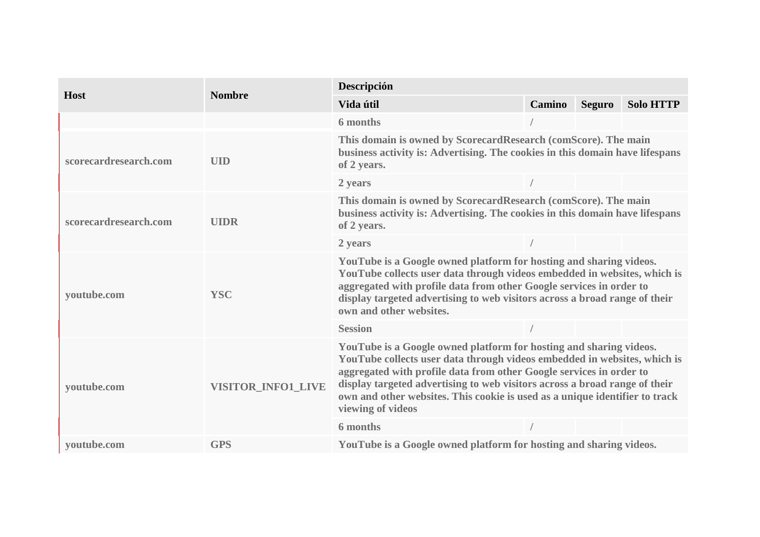| Host | Nombre | Descripción | | | |
|---|---|---|---|---|---|
| | | Vida útil | Camino | Seguro | Solo HTTP |
| | | 6 months | / | | |
| scorecardresearch.com | UID | This domain is owned by ScorecardResearch (comScore). The main business activity is: Advertising. The cookies in this domain have lifespans of 2 years. | | | |
| | | 2 years | / | | |
| scorecardresearch.com | UIDR | This domain is owned by ScorecardResearch (comScore). The main business activity is: Advertising. The cookies in this domain have lifespans of 2 years. | | | |
| | | 2 years | / | | |
| youtube.com | YSC | YouTube is a Google owned platform for hosting and sharing videos. YouTube collects user data through videos embedded in websites, which is aggregated with profile data from other Google services in order to display targeted advertising to web visitors across a broad range of their own and other websites. | | | |
| | | Session | / | | |
| youtube.com | VISITOR_INFO1_LIVE | YouTube is a Google owned platform for hosting and sharing videos. YouTube collects user data through videos embedded in websites, which is aggregated with profile data from other Google services in order to display targeted advertising to web visitors across a broad range of their own and other websites. This cookie is used as a unique identifier to track viewing of videos | | | |
| | | 6 months | / | | |
| youtube.com | GPS | YouTube is a Google owned platform for hosting and sharing videos. | | | |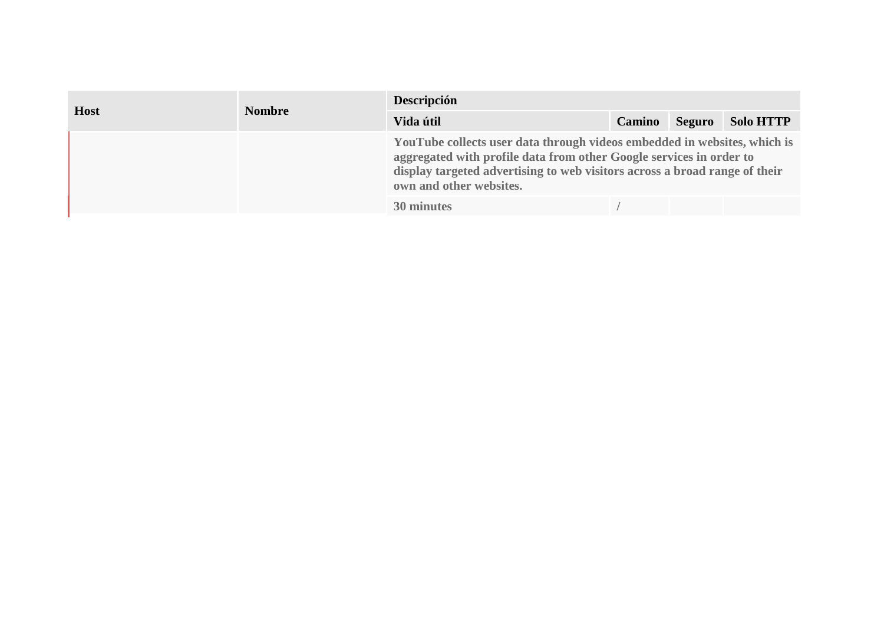| Host | Nombre | Descripción | | | |
|---|---|---|---|---|---|
| | | Vida útil | Camino | Seguro | Solo HTTP |
| | | YouTube collects user data through videos embedded in websites, which is aggregated with profile data from other Google services in order to display targeted advertising to web visitors across a broad range of their own and other websites. | | | |
| | | 30 minutes | / | | |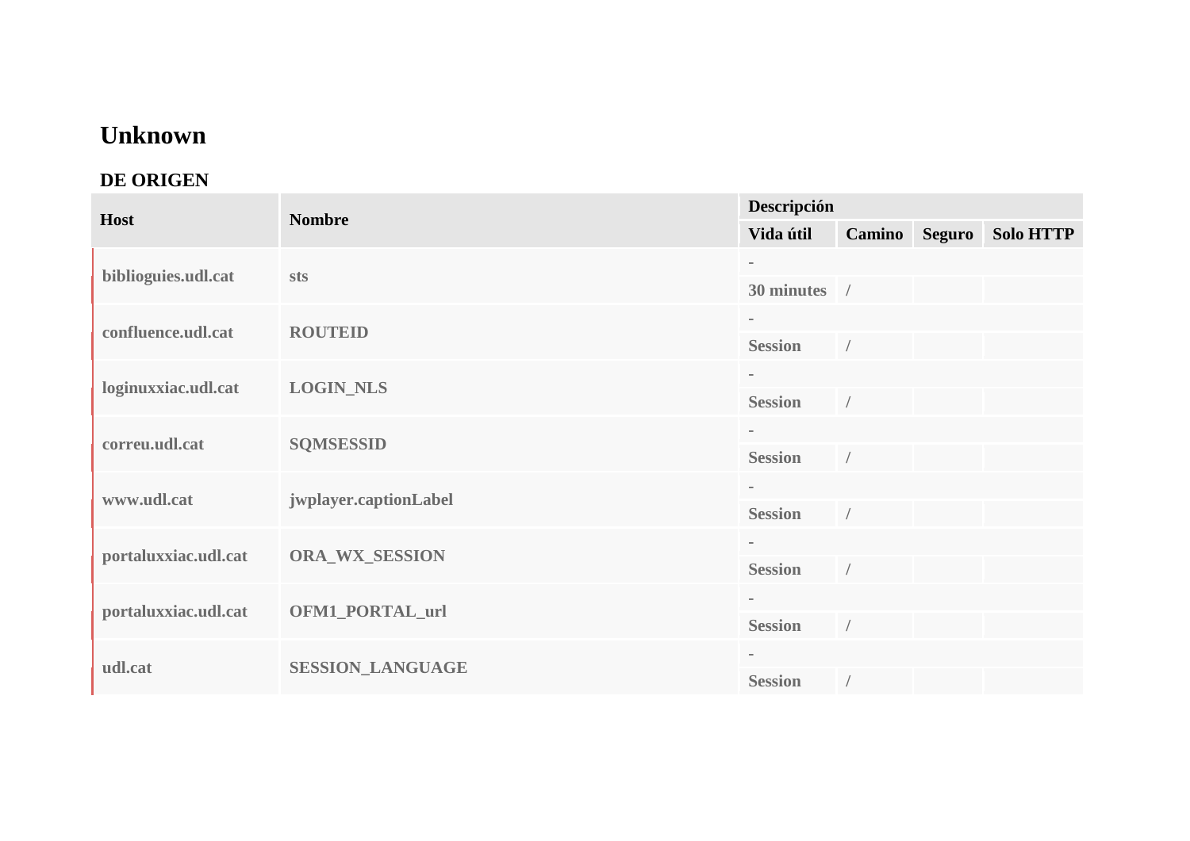# Unknown

### DE ORIGEN

| Host | Nombre | Descripción | | | |
|---|---|---|---|---|---|
| | | Vida útil | Camino | Seguro | Solo HTTP |
| biblioguies.udl.cat | sts | - | | | |
| | | 30 minutes | / | | |
| confluence.udl.cat | ROUTEID | - | | | |
| | | Session | / | | |
| loginuxxiac.udl.cat | LOGIN_NLS | - | | | |
| | | Session | / | | |
| correu.udl.cat | SQMSESSID | - | | | |
| | | Session | / | | |
| www.udl.cat | jwplayer.captionLabel | - | | | |
| | | Session | / | | |
| portaluxxiac.udl.cat | ORA_WX_SESSION | - | | | |
| | | Session | / | | |
| portaluxxiac.udl.cat | OFM1_PORTAL_url | - | | | |
| | | Session | / | | |
| udl.cat | SESSION_LANGUAGE | - | | | |
| | | Session | / | | |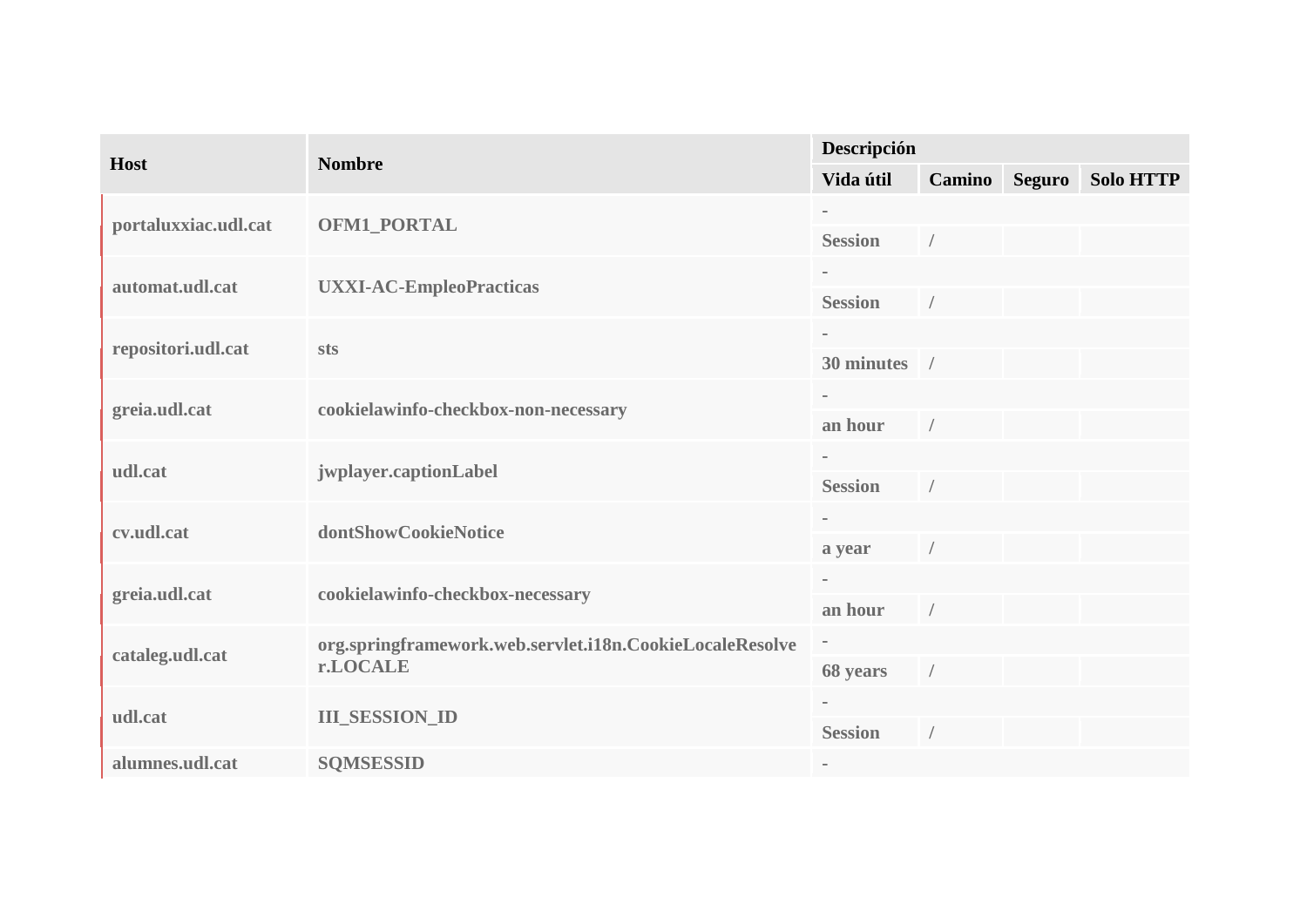| Host | Nombre | Descripción | | | |
|---|---|---|---|---|---|
| | | Vida útil | Camino | Seguro | Solo HTTP |
| portaluxxiac.udl.cat | OFM1_PORTAL | - | | | |
| | | Session | / | | |
| automat.udl.cat | UXXI-AC-EmpleoPracticas | - | | | |
| | | Session | / | | |
| repositori.udl.cat | sts | - | | | |
| | | 30 minutes | / | | |
| greia.udl.cat | cookielawinfo-checkbox-non-necessary | - | | | |
| | | an hour | / | | |
| udl.cat | jwplayer.captionLabel | - | | | |
| | | Session | / | | |
| cv.udl.cat | dontShowCookieNotice | - | | | |
| | | a year | / | | |
| greia.udl.cat | cookielawinfo-checkbox-necessary | - | | | |
| | | an hour | / | | |
| cataleg.udl.cat | org.springframework.web.servlet.i18n.CookieLocaleResolver.LOCALE | - | | | |
| | | 68 years | / | | |
| udl.cat | III_SESSION_ID | - | | | |
| | | Session | / | | |
| alumnes.udl.cat | SQMSESSID | - | | | |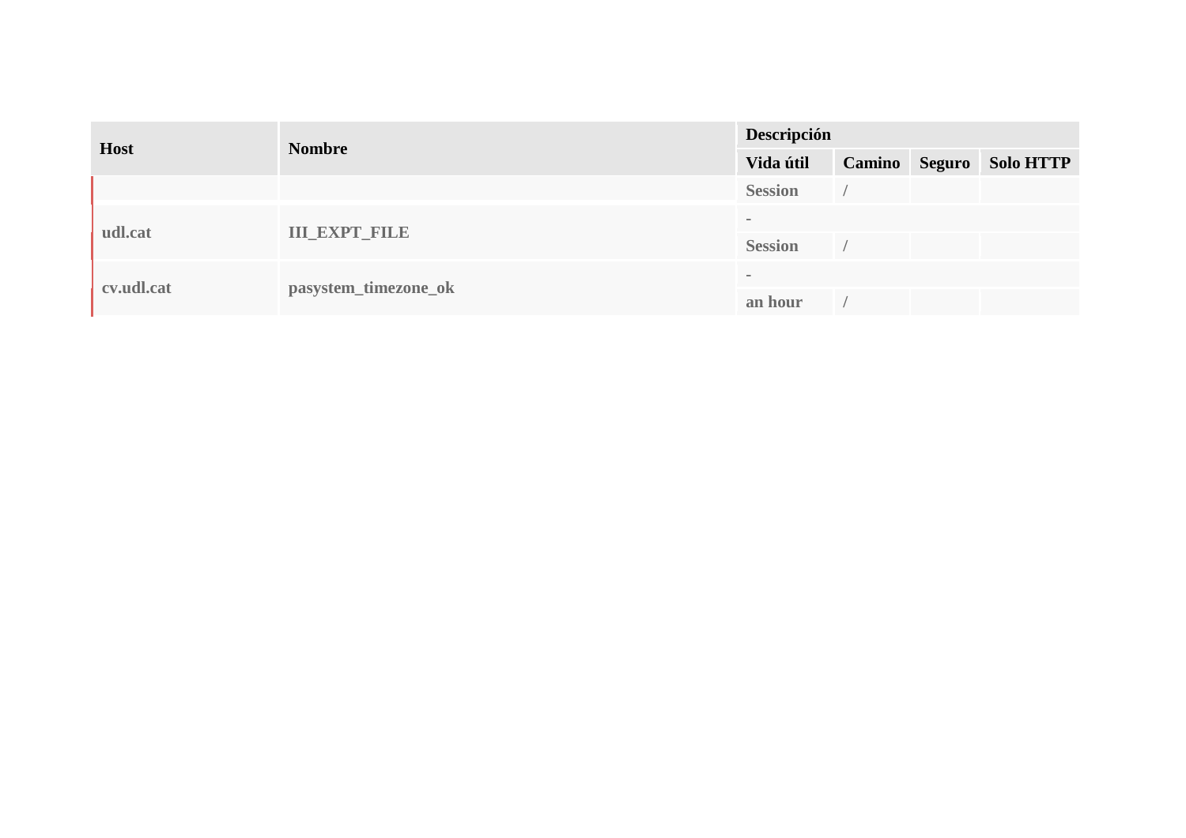| Host | Nombre | Descripción | | | |
|---|---|---|---|---|---|
| | | Vida útil | Camino | Seguro | Solo HTTP |
| | | Session | / | | |
| udl.cat | III_EXPT_FILE | - | | | |
| | | Session | / | | |
| cv.udl.cat | pasystem_timezone_ok | - | | | |
| | | an hour | / | | |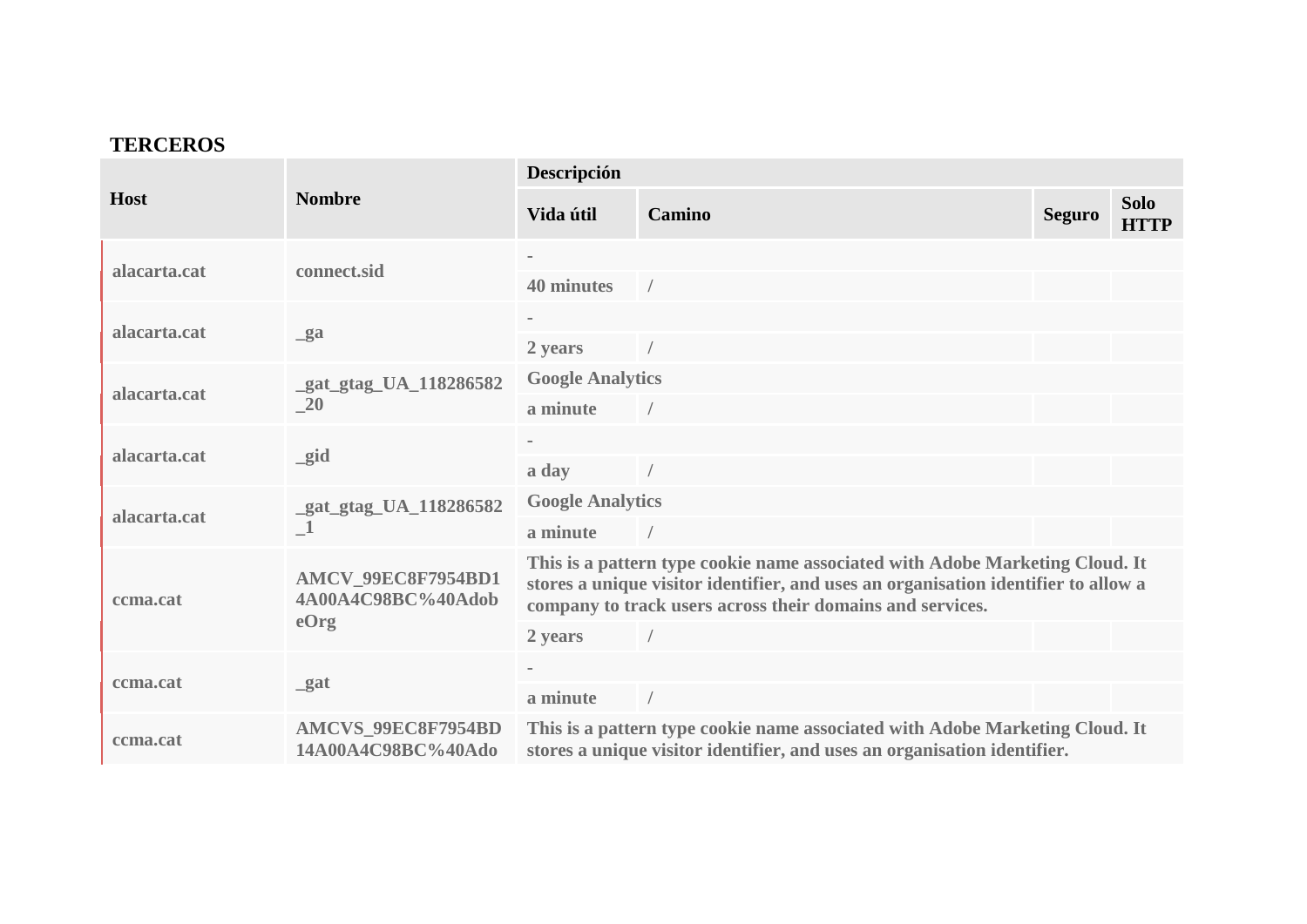## TERCEROS

| Host | Nombre | Descripción | | | |
|---|---|---|---|---|---|
| | | Vida útil | Camino | Seguro | Solo HTTP |
| alacarta.cat | connect.sid | - | | | |
| | | 40 minutes | / | | |
| alacarta.cat | _ga | - | | | |
| | | 2 years | / | | |
| alacarta.cat | _gat_gtag_UA_118286582_20 | Google Analytics | | | |
| | | a minute | / | | |
| alacarta.cat | _gid | - | | | |
| | | a day | / | | |
| alacarta.cat | _gat_gtag_UA_118286582_1 | Google Analytics | | | |
| | | a minute | / | | |
| ccma.cat | AMCV_99EC8F7954BD14A00A4C98BC%40AdobeOrg | This is a pattern type cookie name associated with Adobe Marketing Cloud. It stores a unique visitor identifier, and uses an organisation identifier to allow a company to track users across their domains and services. | | | |
| | | 2 years | / | | |
| ccma.cat | _gat | - | | | |
| | | a minute | / | | |
| ccma.cat | AMCVS_99EC8F7954BD14A00A4C98BC%40Ado | This is a pattern type cookie name associated with Adobe Marketing Cloud. It stores a unique visitor identifier, and uses an organisation identifier. | | | |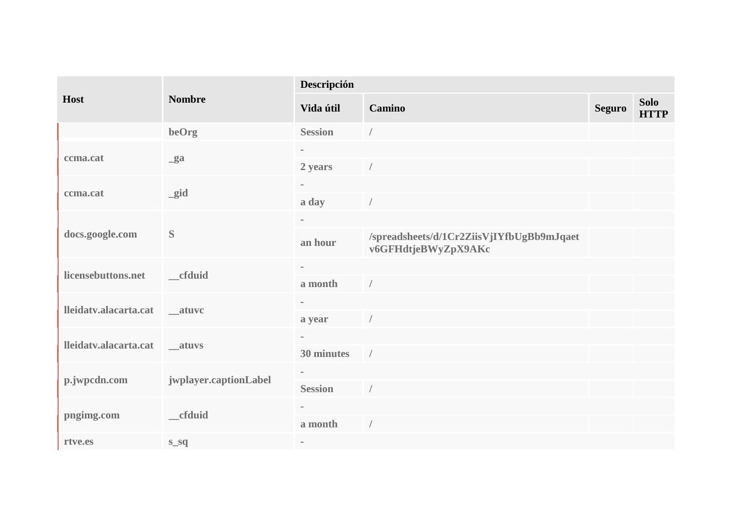| Host | Nombre | Descripción | | | |
| --- | --- | --- | --- | --- | --- |
| | | Vida útil | Camino | Seguro | Solo HTTP |
| | beOrg | Session | / | | |
| ccma.cat | _ga | - | | | |
| | | 2 years | / | | |
| ccma.cat | _gid | - | | | |
| | | a day | / | | |
| docs.google.com | S | - | | | |
| | | an hour | /spreadsheets/d/1Cr2ZiisVjIYfbUgBb9mJqaetv6GFHdtjeBWyZpX9AKc | | |
| licensebuttons.net | __cfduid | - | | | |
| | | a month | / | | |
| lleidatv.alacarta.cat | __atuvc | - | | | |
| | | a year | / | | |
| lleidatv.alacarta.cat | __atuvs | - | | | |
| | | 30 minutes | / | | |
| p.jwpcdn.com | jwplayer.captionLabel | - | | | |
| | | Session | / | | |
| pngimg.com | __cfduid | - | | | |
| | | a month | / | | |
| rtve.es | s_sq | - | | | |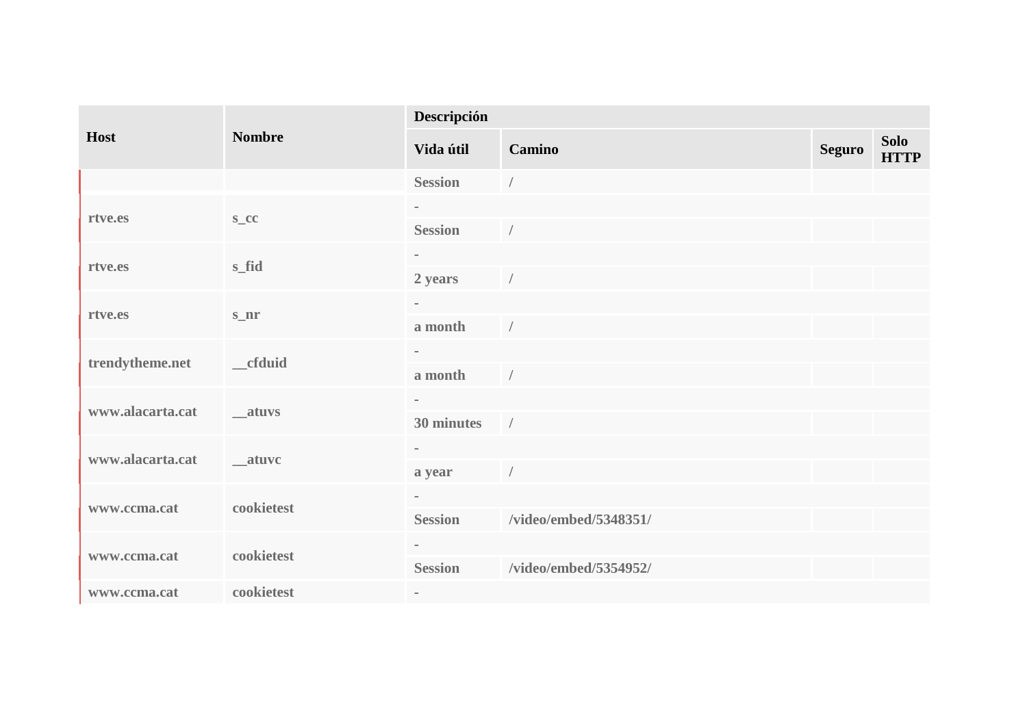| Host | Nombre | Descripción | | | |
|---|---|---|---|---|---|
| | | Vida útil | Camino | Seguro | Solo HTTP |
| | | Session | / | | |
| rtve.es | s_cc | - | | | |
| | | Session | / | | |
| rtve.es | s_fid | - | | | |
| | | 2 years | / | | |
| rtve.es | s_nr | - | | | |
| | | a month | / | | |
| trendytheme.net | __cfduid | - | | | |
| | | a month | / | | |
| www.alacarta.cat | __atuvs | - | | | |
| | | 30 minutes | / | | |
| www.alacarta.cat | __atuvc | - | | | |
| | | a year | / | | |
| www.ccma.cat | cookietest | - | | | |
| | | Session | /video/embed/5348351/ | | |
| www.ccma.cat | cookietest | - | | | |
| | | Session | /video/embed/5354952/ | | |
| www.ccma.cat | cookietest | - | | | |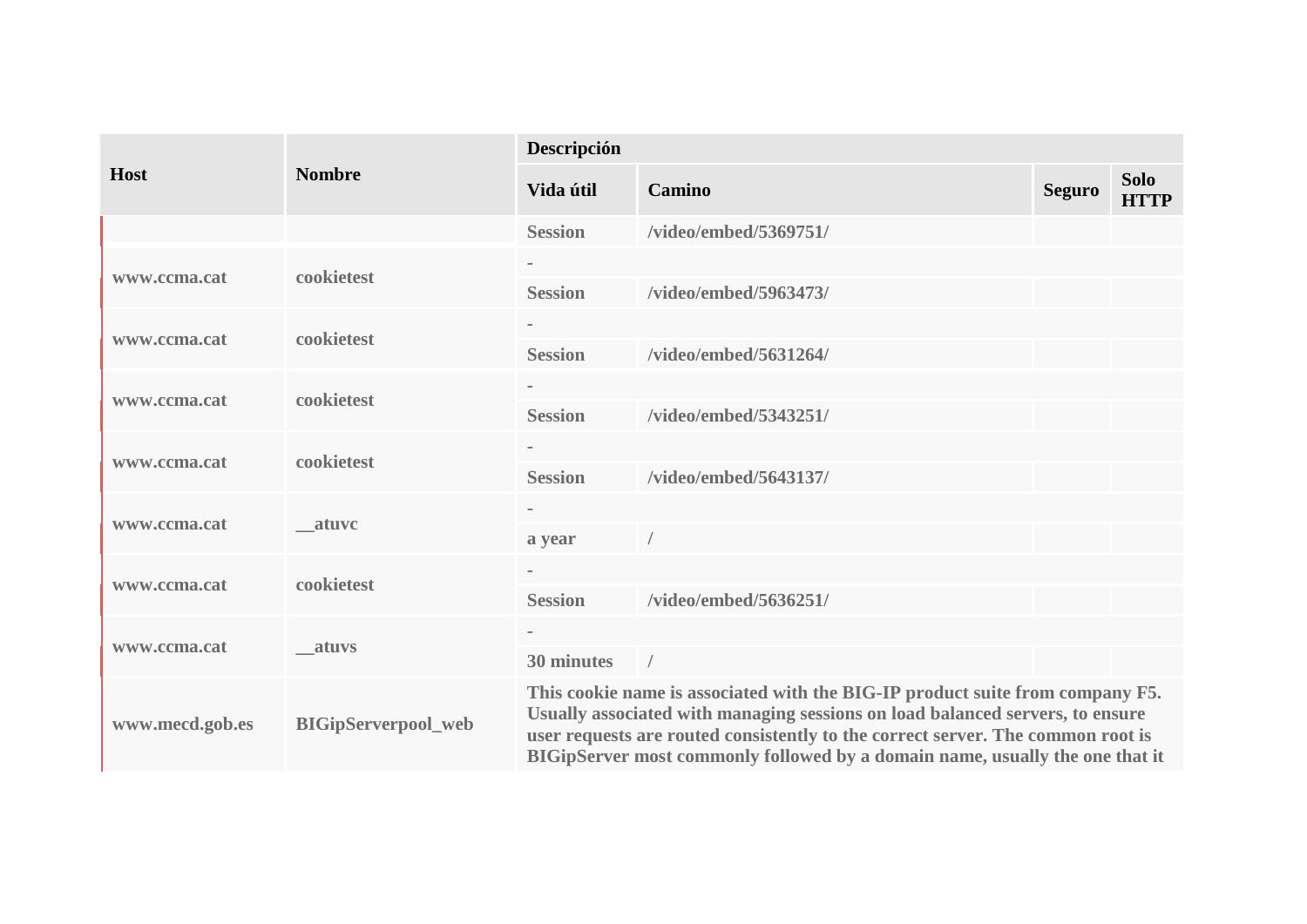| Host | Nombre | Descripción | | | |
|---|---|---|---|---|---|
| | | Vida útil | Camino | Seguro | Solo HTTP |
| | | Session | /video/embed/5369751/ | | |
| www.ccma.cat | cookietest | - | | | |
| | | Session | /video/embed/5963473/ | | |
| www.ccma.cat | cookietest | - | | | |
| | | Session | /video/embed/5631264/ | | |
| www.ccma.cat | cookietest | - | | | |
| | | Session | /video/embed/5343251/ | | |
| www.ccma.cat | cookietest | - | | | |
| | | Session | /video/embed/5643137/ | | |
| www.ccma.cat | __atuvc | - | | | |
| | | a year | / | | |
| www.ccma.cat | cookietest | - | | | |
| | | Session | /video/embed/5636251/ | | |
| www.ccma.cat | __atuvs | - | | | |
| | | 30 minutes | / | | |
| www.mecd.gob.es | BIGipServerpool_web | This cookie name is associated with the BIG-IP product suite from company F5. Usually associated with managing sessions on load balanced servers, to ensure user requests are routed consistently to the correct server. The common root is BIGipServer most commonly followed by a domain name, usually the one that it | | | |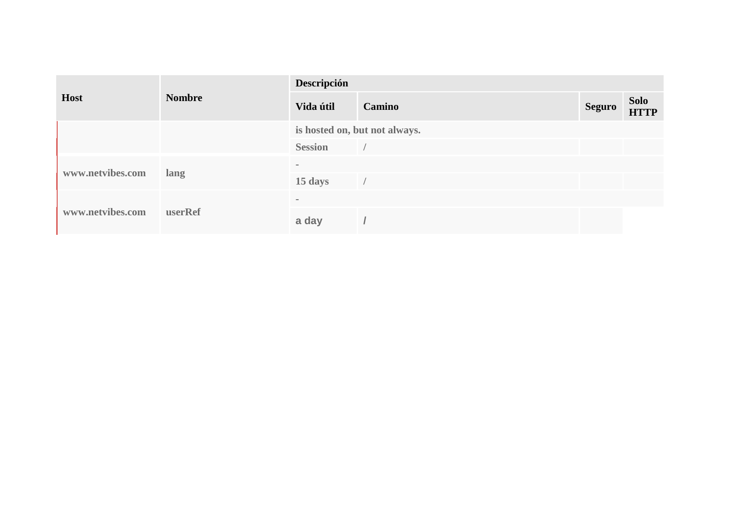| Host | Nombre | Descripción | | | |
|---|---|---|---|---|---|
| | | Vida útil | Camino | Seguro | Solo HTTP |
| | | is hosted on, but not always. | | | |
| | | Session | / | | |
| www.netvibes.com | lang | - | | | |
| | | 15 days | / | | |
| www.netvibes.com | userRef | - | | | |
| | | a day | / | | |